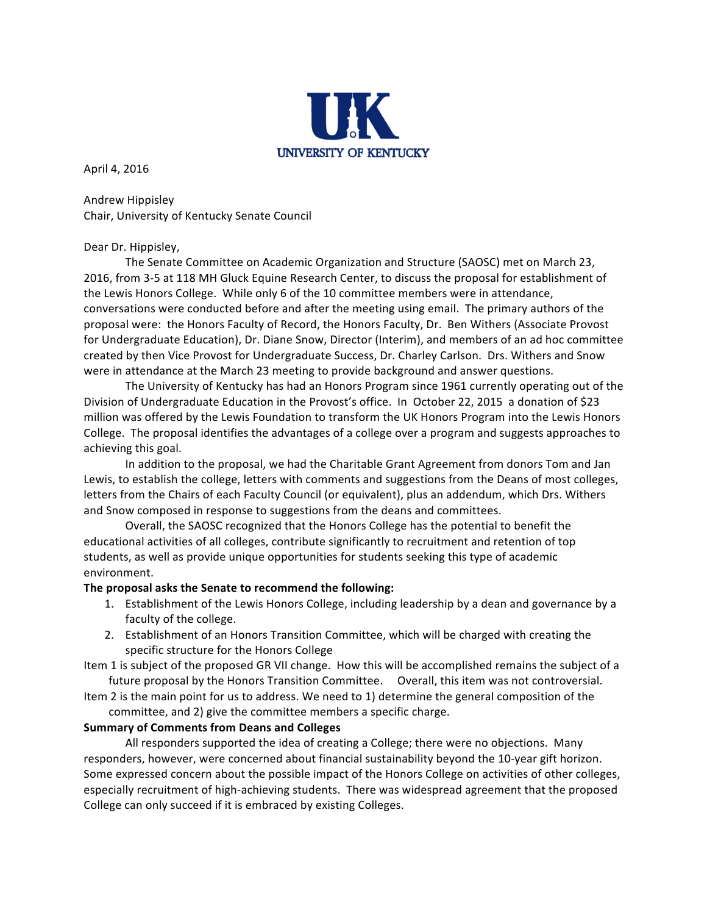UNIVERSITY OF KENTUCKY

April 4, 2016

Andrew Hippisley
Chair, University of Kentucky Senate Council

Dear Dr. Hippisley,

The Senate Committee on Academic Organization and Structure (SAOSC) met on March 23, 2016, from 3-5 at 118 MH Gluck Equine Research Center, to discuss the proposal for establishment of the Lewis Honors College. While only 6 of the 10 committee members were in attendance, conversations were conducted before and after the meeting using email. The primary authors of the proposal were: the Honors Faculty of Record, the Honors Faculty, Dr. Ben Withers (Associate Provost for Undergraduate Education), Dr. Diane Snow, Director (Interim), and members of an ad hoc committee created by then Vice Provost for Undergraduate Success, Dr. Charley Carlson. Drs. Withers and Snow were in attendance at the March 23 meeting to provide background and answer questions.

The University of Kentucky has had an Honors Program since 1961 currently operating out of the Division of Undergraduate Education in the Provost's office. In October 22, 2015 a donation of $23 million was offered by the Lewis Foundation to transform the UK Honors Program into the Lewis Honors College. The proposal identifies the advantages of a college over a program and suggests approaches to achieving this goal.

In addition to the proposal, we had the Charitable Grant Agreement from donors Tom and Jan Lewis, to establish the college, letters with comments and suggestions from the Deans of most colleges, letters from the Chairs of each Faculty Council (or equivalent), plus an addendum, which Drs. Withers and Snow composed in response to suggestions from the deans and committees.

Overall, the SAOSC recognized that the Honors College has the potential to benefit the educational activities of all colleges, contribute significantly to recruitment and retention of top students, as well as provide unique opportunities for students seeking this type of academic environment.

**The proposal asks the Senate to recommend the following:**

1. Establishment of the Lewis Honors College, including leadership by a dean and governance by a faculty of the college.
2. Establishment of an Honors Transition Committee, which will be charged with creating the specific structure for the Honors College

Item 1 is subject of the proposed GR VII change. How this will be accomplished remains the subject of a future proposal by the Honors Transition Committee. Overall, this item was not controversial.

Item 2 is the main point for us to address. We need to 1) determine the general composition of the committee, and 2) give the committee members a specific charge.

**Summary of Comments from Deans and Colleges**

All responders supported the idea of creating a College; there were no objections. Many responders, however, were concerned about financial sustainability beyond the 10-year gift horizon. Some expressed concern about the possible impact of the Honors College on activities of other colleges, especially recruitment of high-achieving students. There was widespread agreement that the proposed College can only succeed if it is embraced by existing Colleges.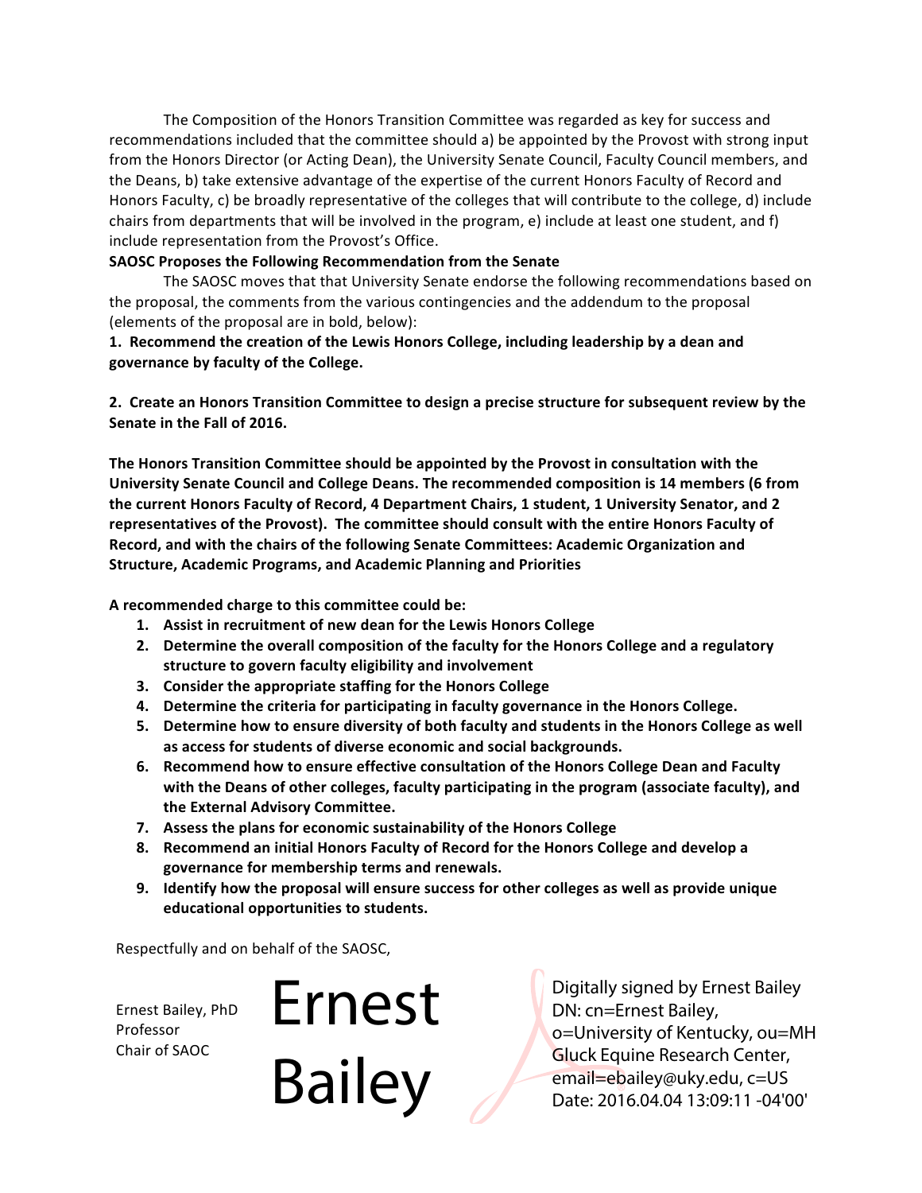The Composition of the Honors Transition Committee was regarded as key for success and recommendations included that the committee should a) be appointed by the Provost with strong input from the Honors Director (or Acting Dean), the University Senate Council, Faculty Council members, and the Deans, b) take extensive advantage of the expertise of the current Honors Faculty of Record and Honors Faculty, c) be broadly representative of the colleges that will contribute to the college, d) include chairs from departments that will be involved in the program, e) include at least one student, and f) include representation from the Provost's Office.

**SAOSC Proposes the Following Recommendation from the Senate**

The SAOSC moves that that University Senate endorse the following recommendations based on the proposal, the comments from the various contingencies and the addendum to the proposal (elements of the proposal are in bold, below):

**1. Recommend the creation of the Lewis Honors College, including leadership by a dean and governance by faculty of the College.**

**2. Create an Honors Transition Committee to design a precise structure for subsequent review by the Senate in the Fall of 2016.**

**The Honors Transition Committee should be appointed by the Provost in consultation with the University Senate Council and College Deans. The recommended composition is 14 members (6 from the current Honors Faculty of Record, 4 Department Chairs, 1 student, 1 University Senator, and 2 representatives of the Provost). The committee should consult with the entire Honors Faculty of Record, and with the chairs of the following Senate Committees: Academic Organization and Structure, Academic Programs, and Academic Planning and Priorities**

**A recommended charge to this committee could be:**

1. **Assist in recruitment of new dean for the Lewis Honors College**
2. **Determine the overall composition of the faculty for the Honors College and a regulatory structure to govern faculty eligibility and involvement**
3. **Consider the appropriate staffing for the Honors College**
4. **Determine the criteria for participating in faculty governance in the Honors College.**
5. **Determine how to ensure diversity of both faculty and students in the Honors College as well as access for students of diverse economic and social backgrounds.**
6. **Recommend how to ensure effective consultation of the Honors College Dean and Faculty with the Deans of other colleges, faculty participating in the program (associate faculty), and the External Advisory Committee.**
7. **Assess the plans for economic sustainability of the Honors College**
8. **Recommend an initial Honors Faculty of Record for the Honors College and develop a governance for membership terms and renewals.**
9. **Identify how the proposal will ensure success for other colleges as well as provide unique educational opportunities to students.**

Respectfully and on behalf of the SAOSC,

Ernest Bailey, PhD
Professor
Chair of SAOC

Ernest Bailey

Digitally signed by Ernest Bailey
DN: cn=Ernest Bailey, o=University of Kentucky, ou=MH Gluck Equine Research Center, email=ebailey@uky.edu, c=US
Date: 2016.04.04 13:09:11 -04'00'